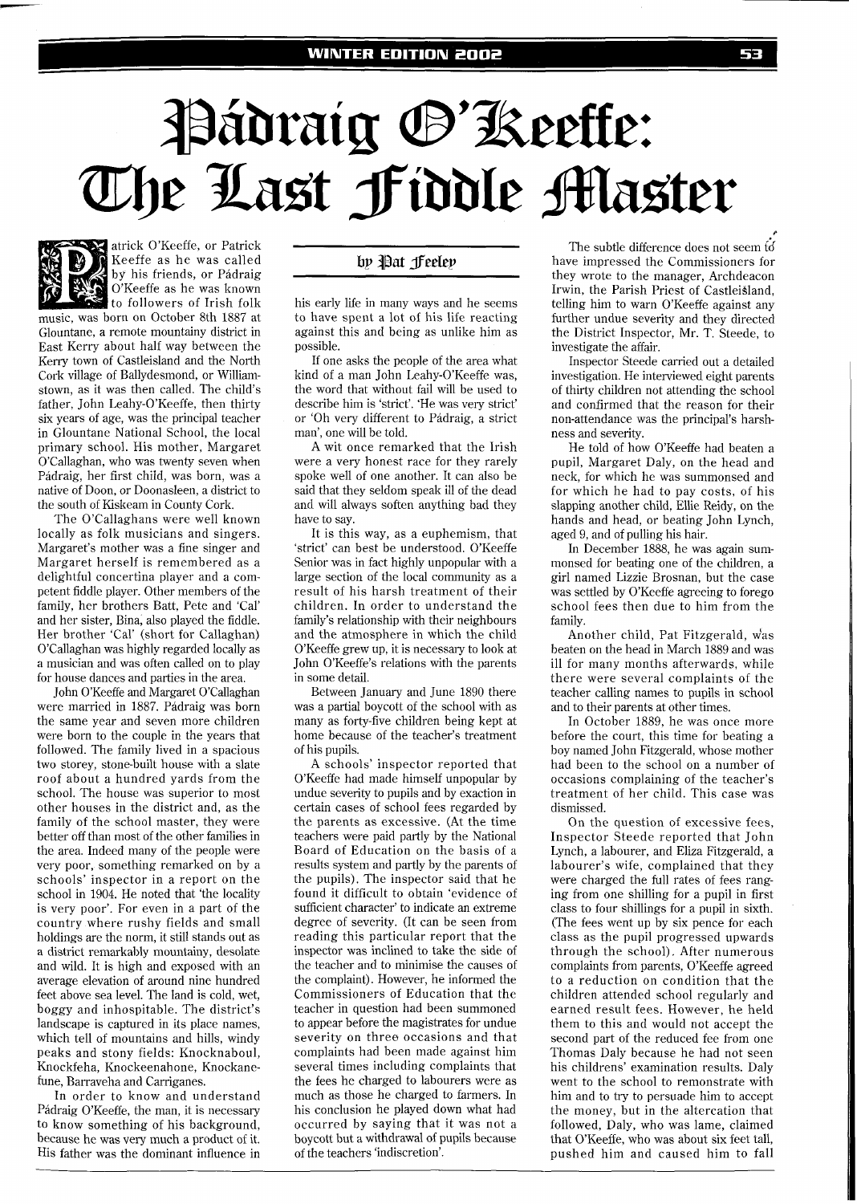# Pádraig O'Keeffe: The Last Fiddle Master

### by Pat Feeley

Patrick O'Keeffe, or Patrick Keeffe as he was called by his friends, or Pádraig O'Keeffe as he was known to followers of Irish folk music, was born on October 8th 1887 at Glountane, a remote mountainy district in East Kerry about half way between the Kerry town of Castleisland and the North Cork village of Ballydesmond, or Williamstown, as it was then called. The child's father, John Leahy-O'Keeffe, then thirty six years of age, was the principal teacher in Glountane National School, the local primary school. His mother, Margaret O'Callaghan, who was twenty seven when Pádraig, her first child, was born, was a native of Doon, or Doonasleen, a district to the south of Kiskeam in County Cork.

The O'Callaghans were well known locally as folk musicians and singers. Margaret's mother was a fine singer and Margaret herself is remembered as a delightful concertina player and a competent fiddle player. Other members of the family, her brothers Batt, Pete and 'Cal' and her sister, Bina, also played the fiddle. Her brother 'Cal' (short for Callaghan) O'Callaghan was highly regarded locally as a musician and was often called on to play for house dances and parties in the area.

John O'Keeffe and Margaret O'Callaghan were married in 1887. Pádraig was born the same year and seven more children were born to the couple in the years that followed. The family lived in a spacious two storey, stone-built house with a slate roof about a hundred yards from the school. The house was superior to most other houses in the district and, as the family of the school master, they were better off than most of the other families in the area. Indeed many of the people were very poor, something remarked on by a schools' inspector in a report on the school in 1904. He noted that 'the locality is very poor'. For even in a part of the country where rushy fields and small holdings are the norm, it still stands out as a district remarkably mountainy, desolate and wild. It is high and exposed with an average elevation of around nine hundred feet above sea level. The land is cold, wet, boggy and inhospitable. The district's landscape is captured in its place names, which tell of mountains and hills, windy peaks and stony fields: Knocknaboul, Knockfeha, Knockeenahone, Knockanefune, Barraveha and Carriganes.

In order to know and understand Pádraig O'Keeffe, the man, it is necessary to know something of his background, because he was very much a product of it. His father was the dominant influence in his early life in many ways and he seems to have spent a lot of his life reacting against this and being as unlike him as possible.

If one asks the people of the area what kind of a man John Leahy-O'Keeffe was, the word that without fail will be used to describe him is 'strict'. 'He was very strict' or 'Oh very different to Pádraig, a strict man', one will be told.

A wit once remarked that the Irish were a very honest race for they rarely spoke well of one another. It can also be said that they seldom speak ill of the dead and will always soften anything bad they have to say.

It is this way, as a euphemism, that 'strict' can best be understood. O'Keeffe Senior was in fact highly unpopular with a large section of the local community as a result of his harsh treatment of their children. In order to understand the family's relationship with their neighbours and the atmosphere in which the child O'Keeffe grew up, it is necessary to look at John O'Keeffe's relations with the parents in some detail.

Between January and June 1890 there was a partial boycott of the school with as many as forty-five children being kept at home because of the teacher's treatment of his pupils.

A schools' inspector reported that O'Keeffe had made himself unpopular by undue severity to pupils and by exaction in certain cases of school fees regarded by the parents as excessive. (At the time teachers were paid partly by the National Board of Education on the basis of a results system and partly by the parents of the pupils). The inspector said that he found it difficult to obtain 'evidence of sufficient character' to indicate an extreme degree of severity. (It can be seen from reading this particular report that the inspector was inclined to take the side of the teacher and to minimise the causes of the complaint). However, he informed the Commissioners of Education that the teacher in question had been summoned to appear before the magistrates for undue severity on three occasions and that complaints had been made against him several times including complaints that the fees he charged to labourers were as much as those he charged to farmers. In his conclusion he played down what had occurred by saying that it was not a boycott but a withdrawal of pupils because of the teachers 'indiscretion'.

The subtle difference does not seem to have impressed the Commissioners for they wrote to the manager, Archdeacon Irwin, the Parish Priest of Castleisland, telling him to warn O'Keeffe against any further undue severity and they directed the District Inspector, Mr. T. Steede, to investigate the affair.

Inspector Steede carried out a detailed investigation. He interviewed eight parents of thirty children not attending the school and confirmed that the reason for their non-attendance was the principal's harshness and severity.

He told of how O'Keeffe had beaten a pupil, Margaret Daly, on the head and neck, for which he was summonsed and for which he had to pay costs, of his slapping another child, Ellie Reidy, on the hands and head, or beating John Lynch, aged 9, and of pulling his hair.

In December 1888, he was again summonsed for beating one of the children, a girl named Lizzie Brosnan, but the case was settled by O'Keeffe agreeing to forego school fees then due to him from the family.

Another child, Pat Fitzgerald, was beaten on the head in March 1889 and was ill for many months afterwards, while there were several complaints of the teacher calling names to pupils in school and to their parents at other times.

In October 1889, he was once more before the court, this time for beating a boy named John Fitzgerald, whose mother had been to the school on a number of occasions complaining of the teacher's treatment of her child. This case was dismissed.

On the question of excessive fees, Inspector Steede reported that John Lynch, a labourer, and Eliza Fitzgerald, a labourer's wife, complained that they were charged the full rates of fees ranging from one shilling for a pupil in first class to four shillings for a pupil in sixth. (The fees went up by six pence for each class as the pupil progressed upwards through the school). After numerous complaints from parents, O'Keeffe agreed to a reduction on condition that the children attended school regularly and earned result fees. However, he held them to this and would not accept the second part of the reduced fee from one Thomas Daly because he had not seen his childrens' examination results. Daly went to the school to remonstrate with him and to try to persuade him to accept the money, but in the altercation that followed, Daly, who was lame, claimed that O'Keeffe, who was about six feet tall, pushed him and caused him to fall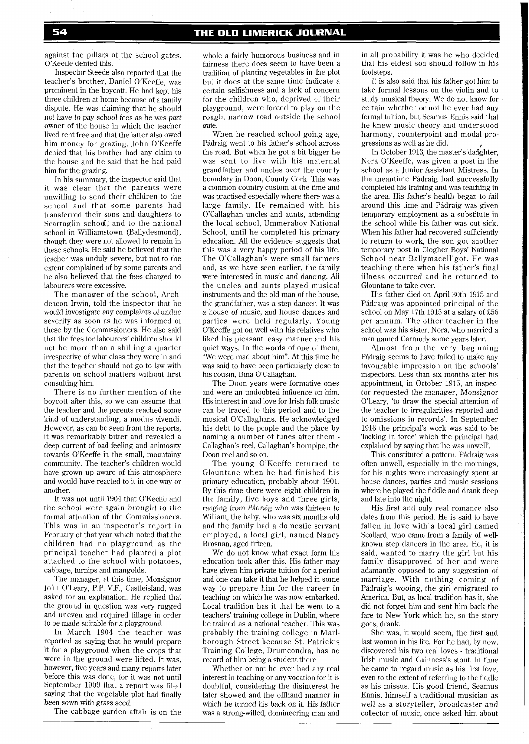against the pillars of the school gates. O'Keeffe denied this.

Inspector Steede also reported that the teacher's brother, Daniel O'Keeffe, was prominent in the boycott. He had kept his three children at home because of a family dispute. He was claiming that he should not have to pay school fees as he was part owner of the house in which the teacher lived rent free and that the latter also owed him money for grazing. John O'Keeffe denied that his brother had any claim to the house and he said that he had paid him for the grazing.

In his summary, the inspector said that it was clear that the parents were unwilling to send their children to the school and that some parents had transferred their sons and daughters to Scartaglin school, and to the national school in Williamstown (Ballydesmond), though they were not allowed to remain in these schools. He said he believed that the teacher was unduly severe, but not to the extent complained of by some parents and he also believed that the fees charged to labourers were excessive.

The manager of the school, Archdeacon Irwin, told the inspector that he would investigate any complaints of undue severity as soon as he was informed of these by the Commissioners. He also said that the fees for labourers' children should not be more than a shilling a quarter irrespective of what class they were in and that the teacher should not go to law with parents on school matters without first consulting him.

There is no further mention of the boycott after this, so we can assume that the teacher and the parents reached some kind of understanding, a modus vivendi. However, as can be seen from the reports, it was remarkably bitter and revealed a deep current of bad feeling and animosity towards O'Keeffe in the small, mountainy community. The teacher's children would have grown up aware of this atmosphere and would have reacted to it in one way or another.

It was not until 1904 that O'Keeffe and the school were again brought to the formal attention of the Commissioners. This was in an inspector's report in February of that year which noted that the children had no playground as the principal teacher had planted a plot attached to the school with potatoes, cabbage, turnips and mangolds.

The manager, at this time, Monsignor John O'Leary, P.P. V.F., Castleisland, was asked for an explanation. He replied that the ground in question was very rugged and uneven and required tillage in order to be made suitable for a playground.

In March 1904 the teacher was reported as saying that he would prepare it for a playground when the crops that were in the ground were lifted. It was, however, five years and many reports later before this was done, for it was not until September 1909 that a report was filed saying that the vegetable plot had finally been sown with grass seed.

The cabbage garden affair is on the whole a fairly humorous business and in fairness there does seem to have been a tradition of planting vegetables in the plot but it does at the same time indicate a certain selfishness and a lack of concern for the children who, deprived of their playground, were forced to play on the rough, narrow road outside the school gate.

When he reached school going age, Pádraig went to his father's school across the road. But when he got a bit bigger he was sent to live with his maternal grandfather and uncles over the county boundary in Doon, County Cork. This was a common country custom at the time and was practised especially where there was a large family. He remained with his O'Callaghan uncles and aunts, attending the local school, Ummeraboy National School, until he completed his primary education. All the evidence suggests that this was a very happy period of his life. The O'Callaghan's were small farmers and, as we have seen earlier, the family were interested in music and dancing. All the uncles and aunts played musical instruments and the old man of the house, the grandfather, was a step dancer. It was a house of music, and house dances and parties were held regularly. Young O'Keeffe got on well with his relatives who liked his pleasant, easy manner and his quiet ways. In the words of one of them, "We were mad about him". At this time he was said to have been particularly close to his cousin, Bina O'Callaghan.

The Doon years were formative ones and were an undoubted influence on him. His interest in and love for Irish folk music can be traced to this period and to the musical O'Callaghans. He acknowledged his debt to the people and the place by naming a number of tunes after them - Callaghan's reel, Callaghan's hornpipe, the Doon reel and so on.

The young O'Keeffe returned to Glountane when he had finished his primary education, probably about 1901. By this time there were eight children in the family, five boys and three girls, ranging from Pádraig who was thirteen to William, the baby, who was six months old and the family had a domestic servant employed, a local girl, named Nancy Brosnan, aged fifteen.

We do not know what exact form his education took after this. His father may have given him private tuition for a period and one can take it that he helped in some way to prepare him for the career in teaching on which he was now embarked. Local tradition has it that he went to a teachers' training college in Dublin, where he trained as a national teacher. This was probably the training college in Marlborough Street because St. Patrick's Training College, Drumcondra, has no record of him being a student there.

Whether or not he ever had any real interest in teaching or any vocation for it is doubtful, considering the disinterest he later showed and the offhand manner in which he turned his back on it. His father was a strong-willed, domineering man and in all probability it was he who decided that his eldest son should follow in his footsteps.

It is also said that his father got him to take formal lessons on the violin and to study musical theory. We do not know for certain whether or not he ever had any formal tuition, but Seamus Ennis said that he knew music theory and understood harmony, counterpoint and modal progressions as well as he did.

In October 1913, the master's daughter, Nora O'Keeffe, was given a post in the school as a Junior Assistant Mistress. In the meantime Pádraig had successfully completed his training and was teaching in the area. His father's health began to fail around this time and Pádraig was given temporary employment as a substitute in the school while his father was out sick. When his father had recovered sufficiently to return to work, the son got another temporary post in Clogher Boys' National School near Ballymacelligot. He was teaching there when his father's final illness occurred and he returned to Glountane to take over.

His father died on April 30th 1915 and Pádraig was appointed principal of the school on May 17th 1915 at a salary of £56 per annum. The other teacher in the school was his sister, Nora, who married a man named Carmody some years later.

Almost from the very beginning Pádraig seems to have failed to make any favourable impression on the schools' inspectors. Less than six months after his appointment, in October 1915, an inspector requested the manager, Monsignor O'Leary, 'to draw the special attention of the teacher to irregularities reported and to omissions in records'. In September 1916 the principal's work was said to be 'lacking in force' which the principal had explained by saying that 'he was unwell'.

This constituted a pattern. Pádraig was often unwell, especially in the mornings, for his nights were increasingly spent at house dances, parties and music sessions where he played the fiddle and drank deep and late into the night.

His first and only real romance also dates from this period. He is said to have fallen in love with a local girl named Scollard, who came from a family of well-known step dancers in the area. He, it is said, wanted to marry the girl but his family disapproved of her and were adamantly opposed to any suggestion of marriage. With nothing coming of Pádraig's wooing, the girl emigrated to America. But, as local tradition has it, she did not forget him and sent him back the fare to New York which he, so the story goes, drank.

She was, it would seem, the first and last woman in his life. For he had, by now, discovered his two real loves - traditional Irish music and Guinness's stout. In time he came to regard music as his first love, even to the extent of referring to the fiddle as his missus. His good friend, Seamus Ennis, himself a traditional musician as well as a storyteller, broadcaster and collector of music, once asked him about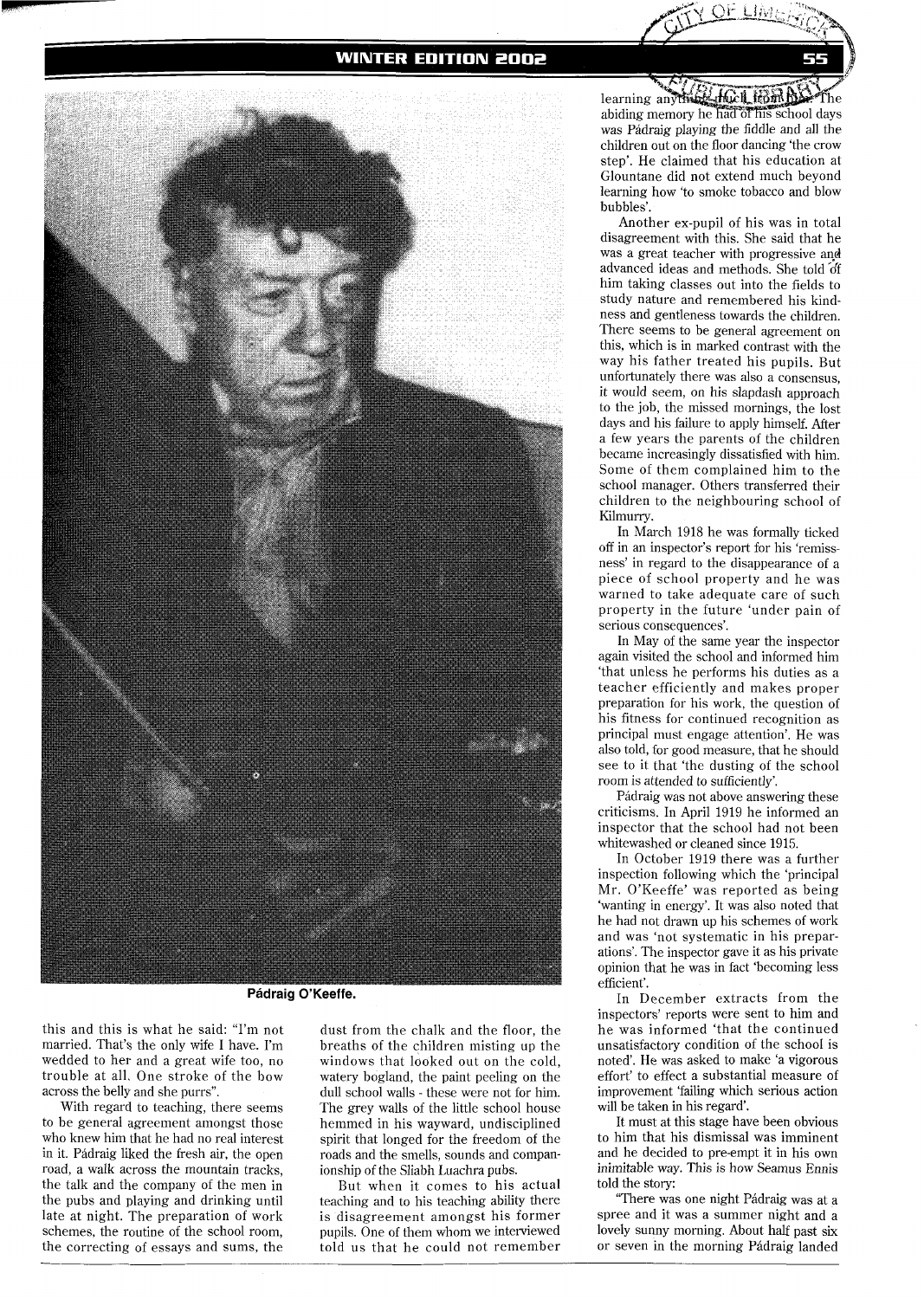Pádraig O'Keeffe.

this and this is what he said: "I'm not married. That's the only wife I have. I'm wedded to her and a great wife too, no trouble at all. One stroke of the bow across the belly and she purrs".

With regard to teaching, there seems to be general agreement amongst those who knew him that he had no real interest in it. Pádraig liked the fresh air, the open road, a walk across the mountain tracks, the talk and the company of the men in the pubs and playing and drinking until late at night. The preparation of work schemes, the routine of the school room, the correcting of essays and sums, the dust from the chalk and the floor, the breaths of the children misting up the windows that looked out on the cold, watery bogland, the paint peeling on the dull school walls - these were not for him. The grey walls of the little school house hemmed in his wayward, undisciplined spirit that longed for the freedom of the roads and the smells, sounds and companionship of the Sliabh Luachra pubs.

But when it comes to his actual teaching and to his teaching ability there is disagreement amongst his former pupils. One of them whom we interviewed told us that he could not remember learning anything much from him. The abiding memory he had of his school days was Pádraig playing the fiddle and all the children out on the floor dancing 'the crow step'. He claimed that his education at Glountane did not extend much beyond learning how 'to smoke tobacco and blow bubbles'.

Another ex-pupil of his was in total disagreement with this. She said that he was a great teacher with progressive and advanced ideas and methods. She told of him taking classes out into the fields to study nature and remembered his kindness and gentleness towards the children. There seems to be general agreement on this, which is in marked contrast with the way his father treated his pupils. But unfortunately there was also a consensus, it would seem, on his slapdash approach to the job, the missed mornings, the lost days and his failure to apply himself. After a few years the parents of the children became increasingly dissatisfied with him. Some of them complained him to the school manager. Others transferred their children to the neighbouring school of Kilmurry.

In March 1918 he was formally ticked off in an inspector's report for his 'remissness' in regard to the disappearance of a piece of school property and he was warned to take adequate care of such property in the future 'under pain of serious consequences'.

In May of the same year the inspector again visited the school and informed him 'that unless he performs his duties as a teacher efficiently and makes proper preparation for his work, the question of his fitness for continued recognition as principal must engage attention'. He was also told, for good measure, that he should see to it that 'the dusting of the school room is attended to sufficiently'.

Pádraig was not above answering these criticisms. In April 1919 he informed an inspector that the school had not been whitewashed or cleaned since 1915.

In October 1919 there was a further inspection following which the 'principal Mr. O'Keeffe' was reported as being 'wanting in energy'. It was also noted that he had not drawn up his schemes of work and was 'not systematic in his preparations'. The inspector gave it as his private opinion that he was in fact 'becoming less efficient'.

In December extracts from the inspectors' reports were sent to him and he was informed 'that the continued unsatisfactory condition of the school is noted'. He was asked to make 'a vigorous effort' to effect a substantial measure of improvement 'failing which serious action will be taken in his regard'.

It must at this stage have been obvious to him that his dismissal was imminent and he decided to pre-empt it in his own inimitable way. This is how Seamus Ennis told the story:

"There was one night Pádraig was at a spree and it was a summer night and a lovely sunny morning. About half past six or seven in the morning Pádraig landed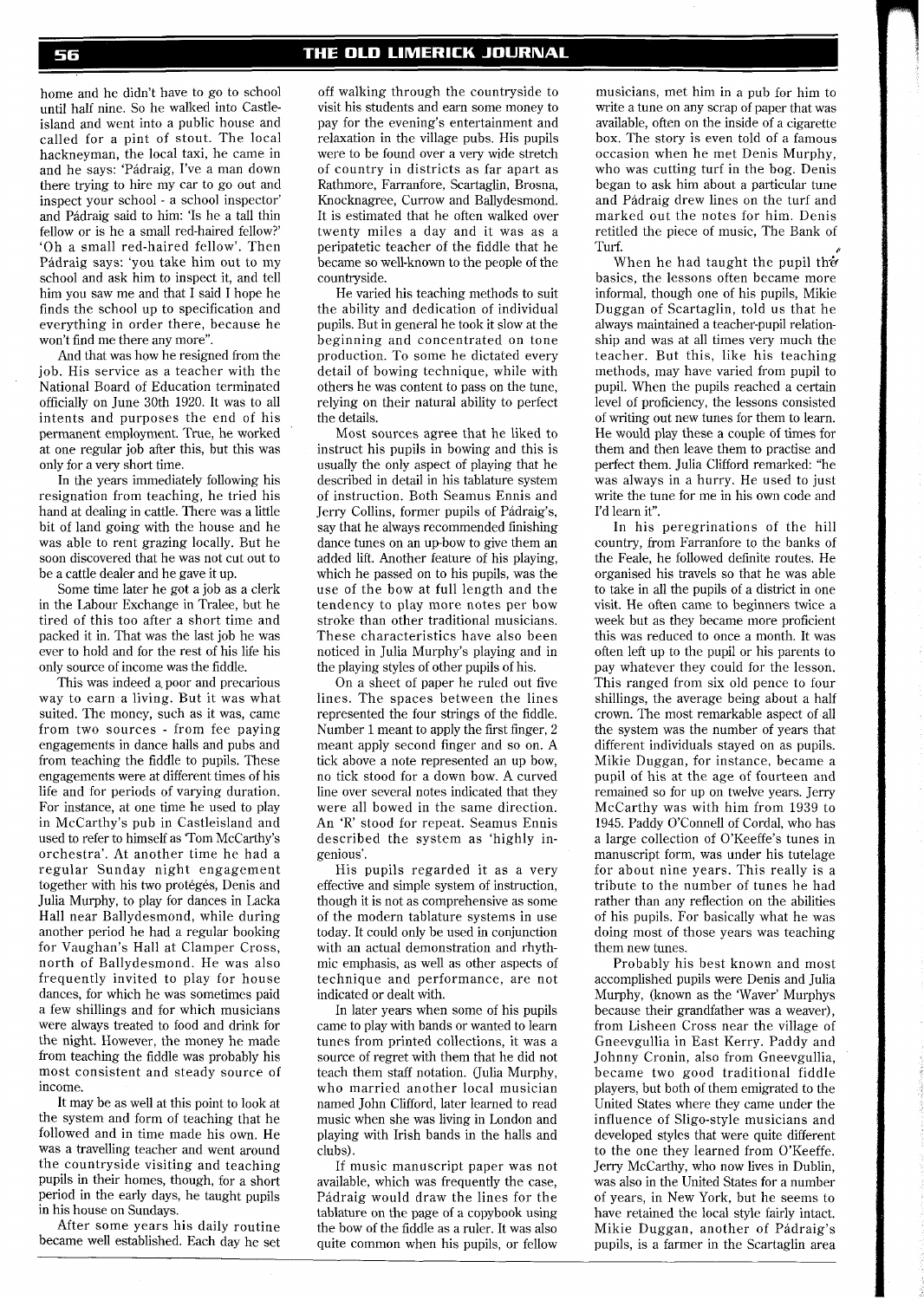home and he didn't have to go to school until half nine. So he walked into Castleisland and went into a public house and called for a pint of stout. The local hackneyman, the local taxi, he came in and he says: 'Pádraig, I've a man down there trying to hire my car to go out and inspect your school - a school inspector' and Pádraig said to him: 'Is he a tall thin fellow or is he a small red-haired fellow?' 'Oh a small red-haired fellow'. Then Pádraig says: 'you take him out to my school and ask him to inspect it, and tell him you saw me and that I said I hope he finds the school up to specification and everything in order there, because he won't find me there any more".

And that was how he resigned from the job. His service as a teacher with the National Board of Education terminated officially on June 30th 1920. It was to all intents and purposes the end of his permanent employment. True, he worked at one regular job after this, but this was only for a very short time.

In the years immediately following his resignation from teaching, he tried his hand at dealing in cattle. There was a little bit of land going with the house and he was able to rent grazing locally. But he soon discovered that he was not cut out to be a cattle dealer and he gave it up.

Some time later he got a job as a clerk in the Labour Exchange in Tralee, but he tired of this too after a short time and packed it in. That was the last job he was ever to hold and for the rest of his life his only source of income was the fiddle.

This was indeed a poor and precarious way to earn a living. But it was what suited. The money, such as it was, came from two sources - from fee paying engagements in dance halls and pubs and from teaching the fiddle to pupils. These engagements were at different times of his life and for periods of varying duration. For instance, at one time he used to play in McCarthy's pub in Castleisland and used to refer to himself as 'Tom McCarthy's orchestra'. At another time he had a regular Sunday night engagement together with his two protégés, Denis and Julia Murphy, to play for dances in Lacka Hall near Ballydesmond, while during another period he had a regular booking for Vaughan's Hall at Clamper Cross, north of Ballydesmond. He was also frequently invited to play for house dances, for which he was sometimes paid a few shillings and for which musicians were always treated to food and drink for the night. However, the money he made from teaching the fiddle was probably his most consistent and steady source of income.

It may be as well at this point to look at the system and form of teaching that he followed and in time made his own. He was a travelling teacher and went around the countryside visiting and teaching pupils in their homes, though, for a short period in the early days, he taught pupils in his house on Sundays.

After some years his daily routine became well established. Each day he set off walking through the countryside to visit his students and earn some money to pay for the evening's entertainment and relaxation in the village pubs. His pupils were to be found over a very wide stretch of country in districts as far apart as Rathmore, Farranfore, Scartaglin, Brosna, Knocknagree, Currow and Ballydesmond. It is estimated that he often walked over twenty miles a day and it was as a peripatetic teacher of the fiddle that he became so well-known to the people of the countryside.

He varied his teaching methods to suit the ability and dedication of individual pupils. But in general he took it slow at the beginning and concentrated on tone production. To some he dictated every detail of bowing technique, while with others he was content to pass on the tune, relying on their natural ability to perfect the details.

Most sources agree that he liked to instruct his pupils in bowing and this is usually the only aspect of playing that he described in detail in his tablature system of instruction. Both Seamus Ennis and Jerry Collins, former pupils of Pádraig's, say that he always recommended finishing dance tunes on an up-bow to give them an added lift. Another feature of his playing, which he passed on to his pupils, was the use of the bow at full length and the tendency to play more notes per bow stroke than other traditional musicians. These characteristics have also been noticed in Julia Murphy's playing and in the playing styles of other pupils of his.

On a sheet of paper he ruled out five lines. The spaces between the lines represented the four strings of the fiddle. Number 1 meant to apply the first finger, 2 meant apply second finger and so on. A tick above a note represented an up bow, no tick stood for a down bow. A curved line over several notes indicated that they were all bowed in the same direction. An 'R' stood for repeat. Seamus Ennis described the system as 'highly ingenious'.

His pupils regarded it as a very effective and simple system of instruction, though it is not as comprehensive as some of the modern tablature systems in use today. It could only be used in conjunction with an actual demonstration and rhythmic emphasis, as well as other aspects of technique and performance, are not indicated or dealt with.

In later years when some of his pupils came to play with bands or wanted to learn tunes from printed collections, it was a source of regret with them that he did not teach them staff notation. (Julia Murphy, who married another local musician named John Clifford, later learned to read music when she was living in London and playing with Irish bands in the halls and clubs).

If music manuscript paper was not available, which was frequently the case, Pádraig would draw the lines for the tablature on the page of a copybook using the bow of the fiddle as a ruler. It was also quite common when his pupils, or fellow musicians, met him in a pub for him to write a tune on any scrap of paper that was available, often on the inside of a cigarette box. The story is even told of a famous occasion when he met Denis Murphy, who was cutting turf in the bog. Denis began to ask him about a particular tune and Pádraig drew lines on the turf and marked out the notes for him. Denis retitled the piece of music, The Bank of Turf.

When he had taught the pupil the basics, the lessons often became more informal, though one of his pupils, Mikie Duggan of Scartaglin, told us that he always maintained a teacher-pupil relationship and was at all times very much the teacher. But this, like his teaching methods, may have varied from pupil to pupil. When the pupils reached a certain level of proficiency, the lessons consisted of writing out new tunes for them to learn. He would play these a couple of times for them and then leave them to practise and perfect them. Julia Clifford remarked: "he was always in a hurry. He used to just write the tune for me in his own code and I'd learn it".

In his peregrinations of the hill country, from Farranfore to the banks of the Feale, he followed definite routes. He organised his travels so that he was able to take in all the pupils of a district in one visit. He often came to beginners twice a week but as they became more proficient this was reduced to once a month. It was often left up to the pupil or his parents to pay whatever they could for the lesson. This ranged from six old pence to four shillings, the average being about a half crown. The most remarkable aspect of all the system was the number of years that different individuals stayed on as pupils. Mikie Duggan, for instance, became a pupil of his at the age of fourteen and remained so for up on twelve years. Jerry McCarthy was with him from 1939 to 1945. Paddy O'Connell of Cordal, who has a large collection of O'Keeffe's tunes in manuscript form, was under his tutelage for about nine years. This really is a tribute to the number of tunes he had rather than any reflection on the abilities of his pupils. For basically what he was doing most of those years was teaching them new tunes.

Probably his best known and most accomplished pupils were Denis and Julia Murphy, (known as the 'Waver' Murphys because their grandfather was a weaver), from Lisheen Cross near the village of Gneevgullia in East Kerry. Paddy and Johnny Cronin, also from Gneevgullia, became two good traditional fiddle players, but both of them emigrated to the United States where they came under the influence of Sligo-style musicians and developed styles that were quite different to the one they learned from O'Keeffe. Jerry McCarthy, who now lives in Dublin, was also in the United States for a number of years, in New York, but he seems to have retained the local style fairly intact. Mikie Duggan, another of Pádraig's pupils, is a farmer in the Scartaglin area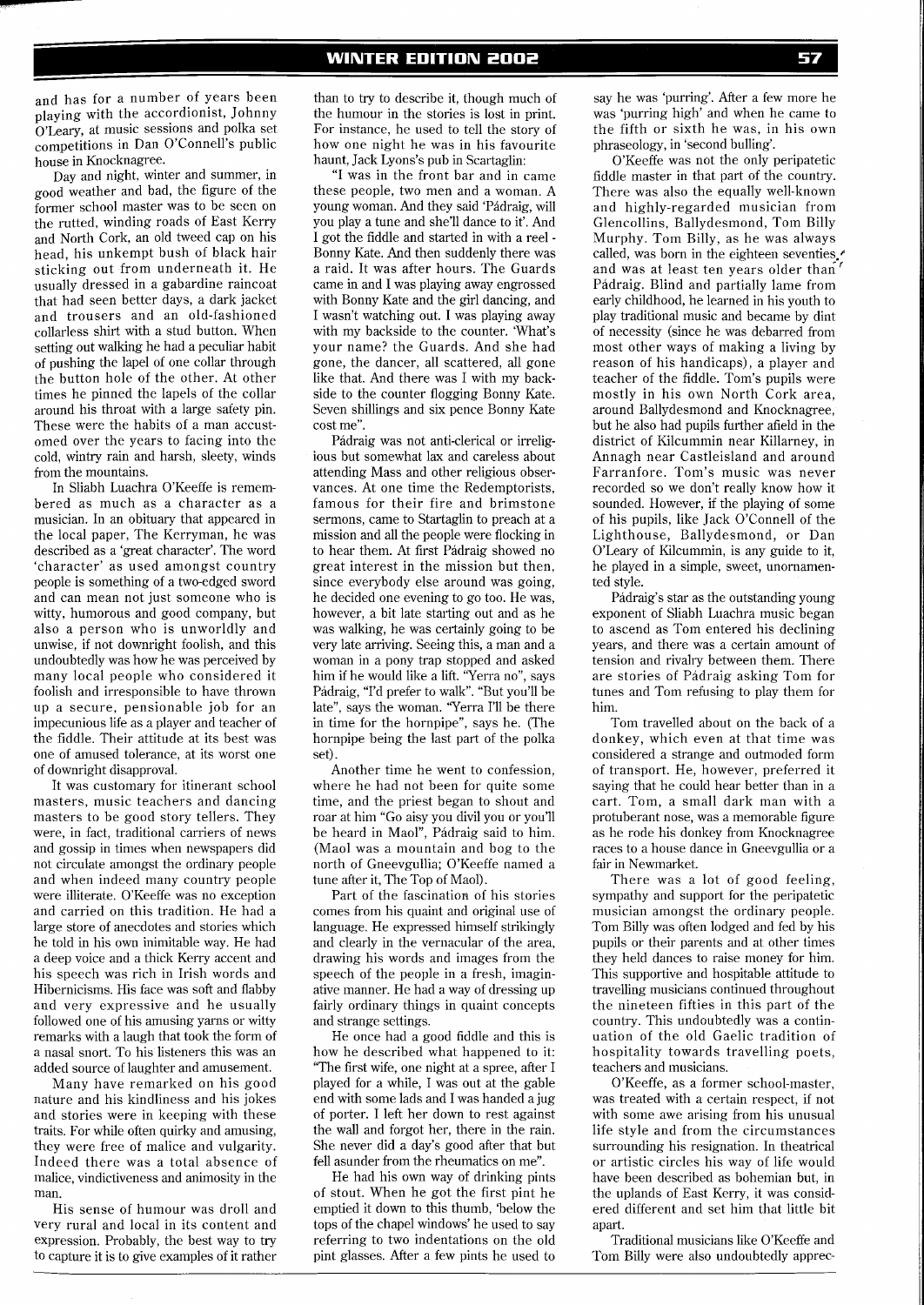and has for a number of years been playing with the accordionist, Johnny O'Leary, at music sessions and polka set competitions in Dan O'Connell's public house in Knocknagree.

Day and night, winter and summer, in good weather and bad, the figure of the former school master was to be seen on the rutted, winding roads of East Kerry and North Cork, an old tweed cap on his head, his unkempt bush of black hair sticking out from underneath it. He usually dressed in a gabardine raincoat that had seen better days, a dark jacket and trousers and an old-fashioned collarless shirt with a stud button. When setting out walking he had a peculiar habit of pushing the lapel of one collar through the button hole of the other. At other times he pinned the lapels of the collar around his throat with a large safety pin. These were the habits of a man accustomed over the years to facing into the cold, wintry rain and harsh, sleety, winds from the mountains.

In Sliabh Luachra O'Keeffe is remembered as much as a character as a musician. In an obituary that appeared in the local paper, The Kerryman, he was described as a 'great character'. The word 'character' as used amongst country people is something of a two-edged sword and can mean not just someone who is witty, humorous and good company, but also a person who is unworldly and unwise, if not downright foolish, and this undoubtedly was how he was perceived by many local people who considered it foolish and irresponsible to have thrown up a secure, pensionable job for an impecunious life as a player and teacher of the fiddle. Their attitude at its best was one of amused tolerance, at its worst one of downright disapproval.

It was customary for itinerant school masters, music teachers and dancing masters to be good story tellers. They were, in fact, traditional carriers of news and gossip in times when newspapers did not circulate amongst the ordinary people and when indeed many country people were illiterate. O'Keeffe was no exception and carried on this tradition. He had a large store of anecdotes and stories which he told in his own inimitable way. He had a deep voice and a thick Kerry accent and his speech was rich in Irish words and Hibernicisms. His face was soft and flabby and very expressive and he usually followed one of his amusing yarns or witty remarks with a laugh that took the form of a nasal snort. To his listeners this was an added source of laughter and amusement.

Many have remarked on his good nature and his kindliness and his jokes and stories were in keeping with these traits. For while often quirky and amusing, they were free of malice and vulgarity. Indeed there was a total absence of malice, vindictiveness and animosity in the man.

His sense of humour was droll and very rural and local in its content and expression. Probably, the best way to try to capture it is to give examples of it rather than to try to describe it, though much of the humour in the stories is lost in print. For instance, he used to tell the story of how one night he was in his favourite haunt, Jack Lyons's pub in Scartaglin:

"I was in the front bar and in came these people, two men and a woman. A young woman. And they said 'Pádraig, will you play a tune and she'll dance to it'. And I got the fiddle and started in with a reel - Bonny Kate. And then suddenly there was a raid. It was after hours. The Guards came in and I was playing away engrossed with Bonny Kate and the girl dancing, and I wasn't watching out. I was playing away with my backside to the counter. 'What's your name? the Guards. And she had gone, the dancer, all scattered, all gone like that. And there was I with my backside to the counter flogging Bonny Kate. Seven shillings and six pence Bonny Kate cost me".

Pádraig was not anti-clerical or irreligious but somewhat lax and careless about attending Mass and other religious observances. At one time the Redemptorists, famous for their fire and brimstone sermons, came to Startaglin to preach at a mission and all the people were flocking in to hear them. At first Pádraig showed no great interest in the mission but then, since everybody else around was going, he decided one evening to go too. He was, however, a bit late starting out and as he was walking, he was certainly going to be very late arriving. Seeing this, a man and a woman in a pony trap stopped and asked him if he would like a lift. "Yerra no", says Pádraig, "I'd prefer to walk". "But you'll be late", says the woman. "Yerra I'll be there in time for the hornpipe", says he. (The hornpipe being the last part of the polka set).

Another time he went to confession, where he had not been for quite some time, and the priest began to shout and roar at him "Go aisy you divil you or you'll be heard in Maol", Pádraig said to him. (Maol was a mountain and bog to the north of Gneevgullia; O'Keeffe named a tune after it, The Top of Maol).

Part of the fascination of his stories comes from his quaint and original use of language. He expressed himself strikingly and clearly in the vernacular of the area, drawing his words and images from the speech of the people in a fresh, imaginative manner. He had a way of dressing up fairly ordinary things in quaint concepts and strange settings.

He once had a good fiddle and this is how he described what happened to it: "The first wife, one night at a spree, after I played for a while, I was out at the gable end with some lads and I was handed a jug of porter. I left her down to rest against the wall and forgot her, there in the rain. She never did a day's good after that but fell asunder from the rheumatics on me".

He had his own way of drinking pints of stout. When he got the first pint he emptied it down to this thumb, 'below the tops of the chapel windows' he used to say referring to two indentations on the old pint glasses. After a few pints he used to say he was 'purring'. After a few more he was 'purring high' and when he came to the fifth or sixth he was, in his own phraseology, in 'second bulling'.

O'Keeffe was not the only peripatetic fiddle master in that part of the country. There was also the equally well-known and highly-regarded musician from Glencollins, Ballydesmond, Tom Billy Murphy. Tom Billy, as he was always called, was born in the eighteen seventies, and was at least ten years older than Pádraig. Blind and partially lame from early childhood, he learned in his youth to play traditional music and became by dint of necessity (since he was debarred from most other ways of making a living by reason of his handicaps), a player and teacher of the fiddle. Tom's pupils were mostly in his own North Cork area, around Ballydesmond and Knocknagree, but he also had pupils further afield in the district of Kilcummin near Killarney, in Annagh near Castleisland and around Farranfore. Tom's music was never recorded so we don't really know how it sounded. However, if the playing of some of his pupils, like Jack O'Connell of the Lighthouse, Ballydesmond, or Dan O'Leary of Kilcummin, is any guide to it, he played in a simple, sweet, unornamented style.

Pádraig's star as the outstanding young exponent of Sliabh Luachra music began to ascend as Tom entered his declining years, and there was a certain amount of tension and rivalry between them. There are stories of Pádraig asking Tom for tunes and Tom refusing to play them for him.

Tom travelled about on the back of a donkey, which even at that time was considered a strange and outmoded form of transport. He, however, preferred it saying that he could hear better than in a cart. Tom, a small dark man with a protuberant nose, was a memorable figure as he rode his donkey from Knocknagree races to a house dance in Gneevgullia or a fair in Newmarket.

There was a lot of good feeling, sympathy and support for the peripatetic musician amongst the ordinary people. Tom Billy was often lodged and fed by his pupils or their parents and at other times they held dances to raise money for him. This supportive and hospitable attitude to travelling musicians continued throughout the nineteen fifties in this part of the country. This undoubtedly was a continuation of the old Gaelic tradition of hospitality towards travelling poets, teachers and musicians.

O'Keeffe, as a former school-master, was treated with a certain respect, if not with some awe arising from his unusual life style and from the circumstances surrounding his resignation. In theatrical or artistic circles his way of life would have been described as bohemian but, in the uplands of East Kerry, it was considered different and set him that little bit apart.

Traditional musicians like O'Keeffe and Tom Billy were also undoubtedly apprec-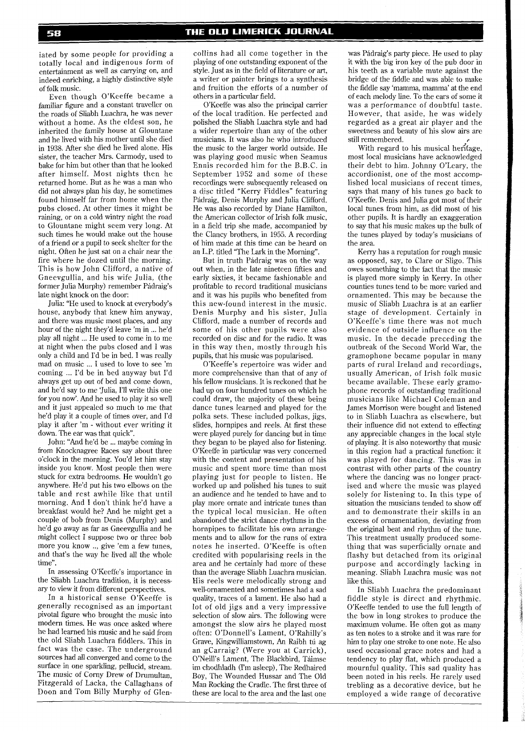iated by some people for providing a totally local and indigenous form of entertainment as well as carrying on, and indeed enriching, a highly distinctive style of folk music.

Even though O'Keeffe became a familiar figure and a constant traveller on the roads of Sliabh Luachra, he was never without a home. As the eldest son, he inherited the family house at Glountane and he lived with his mother until she died in 1938. After she died he lived alone. His sister, the teacher Mrs. Carmody, used to bake for him but other than that he looked after himself. Most nights then he returned home. But as he was a man who did not always plan his day, he sometimes found himself far from home when the pubs closed. At other times it might be raining, or on a cold wintry night the road to Glountane might seem very long. At such times he would make out the house of a friend or a pupil to seek shelter for the night. Often he just sat on a chair near the fire where he dozed until the morning. This is how John Clifford, a native of Gneevgullia, and his wife Julia, (the former Julia Murphy) remember Pádraig's late night knock on the door:

Julia: "He used to knock at everybody's house, anybody that knew him anyway, and there was music most places, and any hour of the night they'd leave 'm in ... he'd play all night ... He used to come in to me at night when the pubs closed and I was only a child and I'd be in bed. I was really mad on music ... I used to love to see 'm coming ... I'd be in bed anyway but I'd always get up out of bed and come down, and he'd say to me 'Julia, I'll write this one for you now'. And he used to play it so well and it just appealed so much to me that he'd play it a couple of times over, and I'd play it after 'm - without ever writing it down. The ear was that quick".

John: "And he'd be ... maybe coming in from Knocknagree Races say about three o'clock in the morning. You'd let him stay inside you know. Most people then were stuck for extra bedrooms. He wouldn't go anywhere. He'd put his two elbows on the table and rest awhile like that until morning. And I don't think he'd have a breakfast would he? And he might get a couple of bob from Denis (Murphy) and he'd go away as far as Gneevgullia and he might collect I suppose two or three bob more you know ... give 'em a few tunes, and that's the way he lived all the whole time".

In assessing O'Keeffe's importance in the Sliabh Luachra tradition, it is necessary to view it from different perspectives.

In a historical sense O'Keeffe is generally recognised as an important pivotal figure who brought the music into modern times. He was once asked where he had learned his music and he said from the old Sliabh Luachra fiddlers. This in fact was the case. The underground sources had all converged and come to the surface in one sparkling, pellucid, stream. The music of Corny Drew of Drumultan, Fitzgerald of Lacka, the Callaghans of Doon and Tom Billy Murphy of Glencollins had all come together in the playing of one outstanding exponent of the style. Just as in the field of literature or art, a writer or painter brings to a synthesis and fruition the efforts of a number of others in a particular field.

O'Keeffe was also the principal carrier of the local tradition. He perfected and polished the Sliabh Luachra style and had a wider repertoire than any of the other musicians. It was also he who introduced the music to the larger world outside. He was playing good music when Seamus Ennis recorded him for the B.B.C. in September 1952 and some of these recordings were subsequently released on a disc titled "Kerry Fiddles" featuring Pádraig, Denis Murphy and Julia Clifford. He was also recorded by Diane Hamilton, the American collector of Irish folk music, in a field trip she made, accompanied by the Clancy brothers, in 1955. A recording of him made at this time can be heard on an L.P. titled "The Lark in the Morning".

But in truth Pádraig was on the way out when, in the late nineteen fifties and early sixties, it became fashionable and profitable to record traditional musicians and it was his pupils who benefited from this new-found interest in the music. Denis Murphy and his sister, Julia Clifford, made a number of records and some of his other pupils were also recorded on disc and for the radio. It was in this way then, mostly through his pupils, that his music was popularised.

O'Keeffe's repertoire was wider and more comprehensive than that of any of his fellow musicians. It is reckoned that he had up on four hundred tunes on which he could draw, the majority of these being dance tunes learned and played for the polka sets. These included polkas, jigs, slides, hornpipes and reels. At first these were played purely for dancing but in time they began to be played also for listening. O'Keeffe in particular was very concerned with the content and presentation of his music and spent more time than most playing just for people to listen. He worked up and polished his tunes to suit an audience and he tended to have and to play more ornate and intricate tunes than the typical local musician. He often abandoned the strict dance rhythms in the hornpipes to facilitate his own arrangements and to allow for the runs of extra notes he inserted. O'Keeffe is often credited with popularising reels in the area and he certainly had more of these than the average Sliabh Luachra musician. His reels were melodically strong and well-ornamented and sometimes had a sad quality, traces of a lament. He also had a lot of old jigs and a very impressive selection of slow airs. The following were amongst the slow airs he played most often: O'Donnell's Lament, O'Rahilly's Grave, Kingwilliamstown, An Raibh tú ag an gCarraig? (Were you at Carrick), O'Neill's Lament, The Blackbird, Táimse im chodhladh (I'm asleep), The Redhaired Boy, The Wounded Hussar and The Old Man Rocking the Cradle. The first three of these are local to the area and the last one was Pádraig's party piece. He used to play it with the big iron key of the pub door in his teeth as a variable mute against the bridge of the fiddle and was able to make the fiddle say 'mamma, mamma' at the end of each melody line. To the ears of some it was a performance of doubtful taste. However, that aside, he was widely regarded as a great air player and the sweetness and beauty of his slow airs are still remembered.

With regard to his musical heritage, most local musicians have acknowledged their debt to him. Johnny O'Leary, the accordionist, one of the most accomplished local musicians of recent times, says that many of his tunes go back to O'Keeffe. Denis and Julia got most of their local tunes from him, as did most of his other pupils. It is hardly an exaggeration to say that his music makes up the bulk of the tunes played by today's musicians of the area.

Kerry has a reputation for rough music as opposed, say, to Clare or Sligo. This owes something to the fact that the music is played more simply in Kerry. In other counties tunes tend to be more varied and ornamented. This may be because the music of Sliabh Luachra is at an earlier stage of development. Certainly in O'Keeffe's time there was not much evidence of outside influence on the music. In the decade preceding the outbreak of the Second World War, the gramophone became popular in many parts of rural Ireland and recordings, usually American, of Irish folk music became available. These early gramophone records of outstanding traditional musicians like Michael Coleman and James Morrison were bought and listened to in Sliabh Luachra as elsewhere, but their influence did not extend to effecting any appreciable changes in the local style of playing. It is also noteworthy that music in this region had a practical function: it was played for dancing. This was in contrast with other parts of the country where the dancing was no longer practised and where the music was played solely for listening to. In this type of situation the musicians tended to show off and to demonstrate their skills in an excess of ornamentation, deviating from the original beat and rhythm of the tune. This treatment usually produced something that was superficially ornate and flashy but detached from its original purpose and accordingly lacking in meaning. Sliabh Luachra music was not like this.

In Sliabh Luachra the predominant fiddle style is direct and rhythmic. O'Keeffe tended to use the full length of the bow in long strokes to produce the maximum volume. He often got as many as ten notes to a stroke and it was rare for him to play one stroke to one note. He also used occasional grace notes and had a tendency to play flat, which produced a mournful quality. This sad quality has been noted in his reels. He rarely used trebling as a decorative device, but he employed a wide range of decorative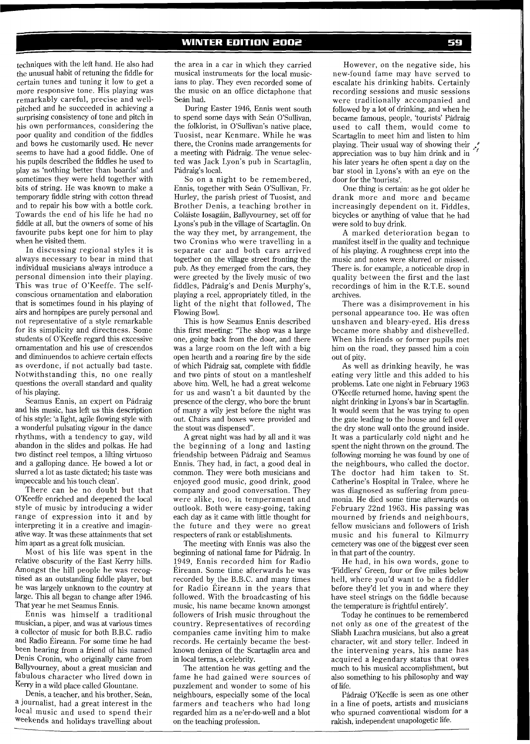techniques with the left hand. He also had the unusual habit of retuning the fiddle for certain tunes and tuning it low to get a more responsive tone. His playing was remarkably careful, precise and well-pitched and he succeeded in achieving a surprising consistency of tone and pitch in his own performances, considering the poor quality and condition of the fiddles and bows he customarily used. He never seems to have had a good fiddle. One of his pupils described the fiddles he used to play as 'nothing better than boards' and sometimes they were held together with bits of string. He was known to make a temporary fiddle string with cotton thread and to repair his bow with a bottle cork. Towards the end of his life he had no fiddle at all, but the owners of some of his favourite pubs kept one for him to play when he visited them.

In discussing regional styles it is always necessary to bear in mind that individual musicians always introduce a personal dimension into their playing. This was true of O'Keeffe. The self-conscious ornamentation and elaboration that is sometimes found in his playing of airs and hornpipes are purely personal and not representative of a style remarkable for its simplicity and directness. Some students of O'Keeffe regard this excessive ornamentation and his use of crescendos and diminuendos to achieve certain effects as overdone, if not actually bad taste. Notwithstanding this, no one really questions the overall standard and quality of his playing.

Seamus Ennis, an expert on Pádraig and his music, has left us this description of his style: 'a light, agile flowing style with a wonderful pulsating vigour in the dance rhythms, with a tendency to gay, wild abandon in the slides and polkas. He had two distinct reel tempos, a lilting virtuoso and a galloping dance. He bowed a lot or slurred a lot as taste dictated; his taste was impeccable and his touch clean'.

There can be no doubt but that O'Keeffe enriched and deepened the local style of music by introducing a wider range of expression into it and by interpreting it in a creative and imaginative way. It was these attainments that set him apart as a great folk musician.

Most of his life was spent in the relative obscurity of the East Kerry hills. Amongst the hill people he was recognised as an outstanding fiddle player, but he was largely unknown to the country at large. This all began to change after 1946. That year he met Seamus Ennis.

Ennis was himself a traditional musician, a piper, and was at various times a collector of music for both B.B.C. radio and Radio Éireann. For some time he had been hearing from a friend of his named Denis Cronin, who originally came from Ballyvourney, about a great musician and fabulous character who lived down in Kerry in a wild place called Glountane.

Denis, a teacher, and his brother, Seán, a journalist, had a great interest in the local music and used to spend their weekends and holidays travelling about the area in a car in which they carried musical instruments for the local musicians to play. They even recorded some of the music on an office dictaphone that Seán had.

During Easter 1946, Ennis went south to spend some days with Seán O'Sullivan, the folklorist, in O'Sullivan's native place, Tuosist, near Kenmare. While he was there, the Cronins made arrangements for a meeting with Pádraig. The venue selected was Jack Lyon's pub in Scartaglin, Pádraig's local.

So on a night to be remembered, Ennis, together with Seán O'Sullivan, Fr. Hurley, the parish priest of Tuosist, and Brother Denis, a teaching brother in Coláiste Iosagáin, Ballyvourney, set off for Lyons's pub in the village of Scartaglin. On the way they met, by arrangement, the two Cronins who were travelling in a separate car and both cars arrived together on the village street fronting the pub. As they emerged from the cars, they were greeted by the lively music of two fiddles, Pádraig's and Denis Murphy's, playing a reel, appropriately titled, in the light of the night that followed, The Flowing Bowl.

This is how Seamus Ennis described this first meeting: "The shop was a large one, going back from the door, and there was a large room on the left with a big open hearth and a roaring fire by the side of which Pádraig sat, complete with fiddle and two pints of stout on a mantleshelf above him. Well, he had a great welcome for us and wasn't a bit daunted by the presence of the clergy, who bore the brunt of many a wily jest before the night was out. Chairs and boxes were provided and the stout was dispensed".

A great night was had by all and it was the beginning of a long and lasting friendship between Pádraig and Seamus Ennis. They had, in fact, a good deal in common. They were both musicians and enjoyed good music, good drink, good company and good conversation. They were alike, too, in temperament and outlook. Both were easy-going, taking each day as it came with little thought for the future and they were no great respecters of rank or establishments.

The meeting with Ennis was also the beginning of national fame for Pádraig. In 1949, Ennis recorded him for Radio Éireann. Some time afterwards he was recorded by the B.B.C. and many times for Radio Éireann in the years that followed. With the broadcasting of his music, his name became known amongst followers of Irish music throughout the country. Representatives of recording companies came inviting him to make records. He certainly became the best-known denizen of the Scartaglin area and in local terms, a celebrity.

The attention he was getting and the fame he had gained were sources of puzzlement and wonder to some of his neighbours, especially some of the local farmers and teachers who had long regarded him as a ne'er-do-well and a blot on the teaching profession.

However, on the negative side, his new-found fame may have served to escalate his drinking habits. Certainly recording sessions and music sessions were traditionally accompanied and followed by a lot of drinking, and when he became famous, people, 'tourists' Pádraig used to call them, would come to Scartaglin to meet him and listen to him playing. Their usual way of showing their appreciation was to buy him drink and in his later years he often spent a day on the bar stool in Lyons's with an eye on the door for the 'tourists'.

One thing is certain: as he got older he drank more and more and became increasingly dependent on it. Fiddles, bicycles or anything of value that he had were sold to buy drink.

A marked deterioration began to manifest itself in the quality and technique of his playing. A roughness crept into the music and notes were slurred or missed. There is. for example, a noticeable drop in quality between the first and the last recordings of him in the R.T.E. sound archives.

There was a disimprovement in his personal appearance too. He was often unshaven and bleary-eyed. His dress became more shabby and dishevelled. When his friends or former pupils met him on the road, they passed him a coin out of pity.

As well as drinking heavily, he was eating very little and this added to his problems. Late one night in February 1963 O'Keeffe returned home, having spent the night drinking in Lyons's bar in Scartaglin. It would seem that he was trying to open the gate leading to the house and fell over the dry stone wall onto the ground inside. It was a particularly cold night and he spent the night thrown on the ground. The following morning he was found by one of the neighbours, who called the doctor. The doctor had him taken to St. Catherine's Hospital in Tralee, where he was diagnosed as suffering from pneumonia. He died some time afterwards on February 22nd 1963. His passing was mourned by friends and neighbours, fellow musicians and followers of Irish music and his funeral to Kilmurry cemetery was one of the biggest ever seen in that part of the country.

He had, in his own words, gone to 'Fiddlers' Green, four or five miles below hell, where you'd want to be a fiddler before they'd let you in and where they have steel strings on the fiddle because the temperature is frightful entirely'.

Today he continues to be remembered not only as one of the greatest of the Sliabh Luachra musicians, but also a great character, wit and story teller. Indeed in the intervening years, his name has acquired a legendary status that owes much to his musical accomplishment, but also something to his philosophy and way of life.

Pádraig O'Keeffe is seen as one other in a line of poets, artists and musicians who spurned conventional wisdom for a rakish, independent unapologetic life.